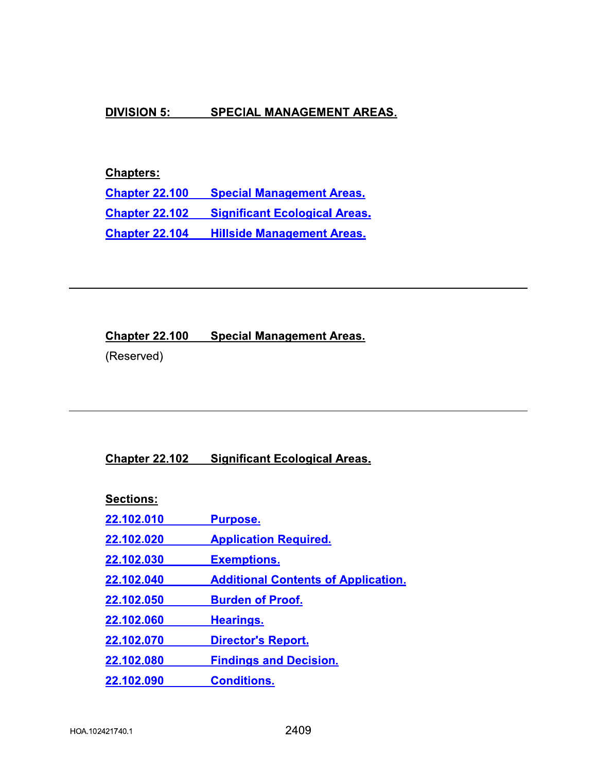# DIVISION 5: SPECIAL MANAGEMENT AREAS.

**Chapters:**

- Chapter 22.100 Special Management Areas.
- Chapter 22.102 Significant Ecological Areas.
- Chapter 22.104 Hillside Management Areas.

---

## Chapter 22.100 Special Management Areas.

(Reserved)

---

## Chapter 22.102 Significant Ecological Areas.

**Sections:**

- 22.102.010 Purpose.
- 22.102.020 Application Required.
- 22.102.030 Exemptions.
- 22.102.040 Additional Contents of Application.
- 22.102.050 Burden of Proof.
- 22.102.060 Hearings.
- 22.102.070 Director's Report.
- 22.102.080 Findings and Decision.
- 22.102.090 Conditions.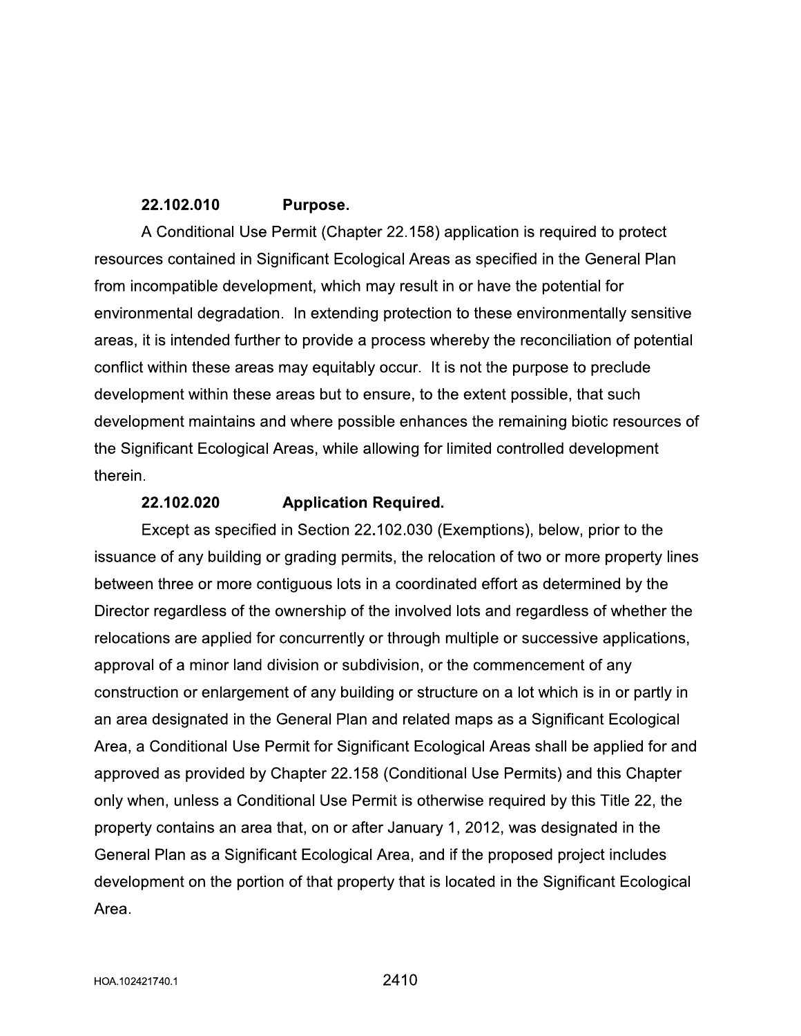### 22.102.010 Purpose.

A Conditional Use Permit (Chapter 22.158) application is required to protect resources contained in Significant Ecological Areas as specified in the General Plan from incompatible development, which may result in or have the potential for environmental degradation. In extending protection to these environmentally sensitive areas, it is intended further to provide a process whereby the reconciliation of potential conflict within these areas may equitably occur. It is not the purpose to preclude development within these areas but to ensure, to the extent possible, that such development maintains and where possible enhances the remaining biotic resources of the Significant Ecological Areas, while allowing for limited controlled development therein.

### 22.102.020 Application Required.

Except as specified in Section 22.102.030 (Exemptions), below, prior to the issuance of any building or grading permits, the relocation of two or more property lines between three or more contiguous lots in a coordinated effort as determined by the Director regardless of the ownership of the involved lots and regardless of whether the relocations are applied for concurrently or through multiple or successive applications, approval of a minor land division or subdivision, or the commencement of any construction or enlargement of any building or structure on a lot which is in or partly in an area designated in the General Plan and related maps as a Significant Ecological Area, a Conditional Use Permit for Significant Ecological Areas shall be applied for and approved as provided by Chapter 22.158 (Conditional Use Permits) and this Chapter only when, unless a Conditional Use Permit is otherwise required by this Title 22, the property contains an area that, on or after January 1, 2012, was designated in the General Plan as a Significant Ecological Area, and if the proposed project includes development on the portion of that property that is located in the Significant Ecological Area.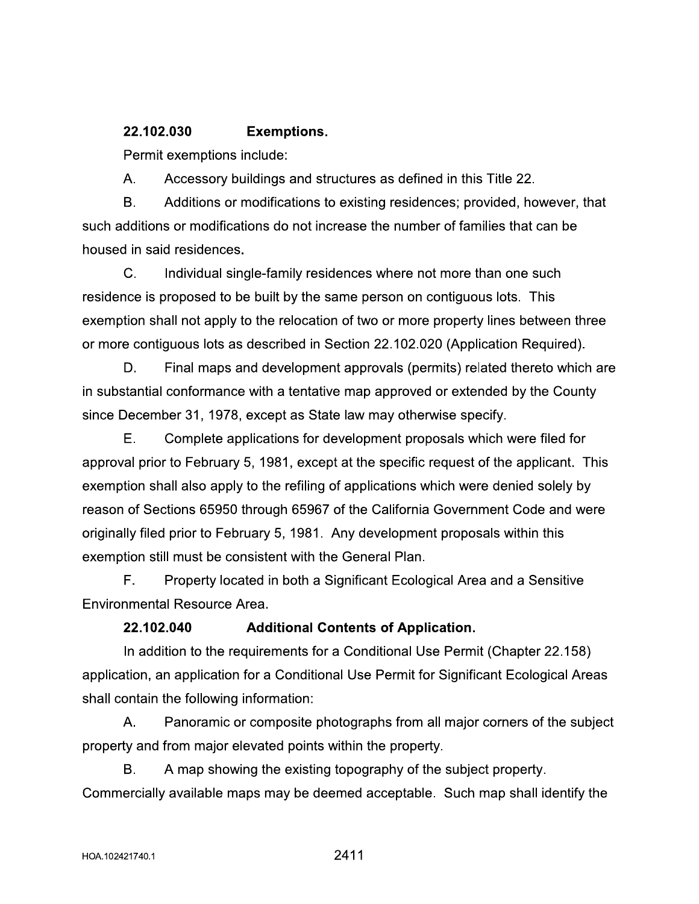**22.102.030 Exemptions.**

Permit exemptions include:

A. Accessory buildings and structures as defined in this Title 22.

B. Additions or modifications to existing residences; provided, however, that such additions or modifications do not increase the number of families that can be housed in said residences.

C. Individual single-family residences where not more than one such residence is proposed to be built by the same person on contiguous lots. This exemption shall not apply to the relocation of two or more property lines between three or more contiguous lots as described in Section 22.102.020 (Application Required).

D. Final maps and development approvals (permits) related thereto which are in substantial conformance with a tentative map approved or extended by the County since December 31, 1978, except as State law may otherwise specify.

E. Complete applications for development proposals which were filed for approval prior to February 5, 1981, except at the specific request of the applicant. This exemption shall also apply to the refiling of applications which were denied solely by reason of Sections 65950 through 65967 of the California Government Code and were originally filed prior to February 5, 1981. Any development proposals within this exemption still must be consistent with the General Plan.

F. Property located in both a Significant Ecological Area and a Sensitive Environmental Resource Area.

**22.102.040 Additional Contents of Application.**

In addition to the requirements for a Conditional Use Permit (Chapter 22.158) application, an application for a Conditional Use Permit for Significant Ecological Areas shall contain the following information:

A. Panoramic or composite photographs from all major corners of the subject property and from major elevated points within the property.

B. A map showing the existing topography of the subject property. Commercially available maps may be deemed acceptable. Such map shall identify the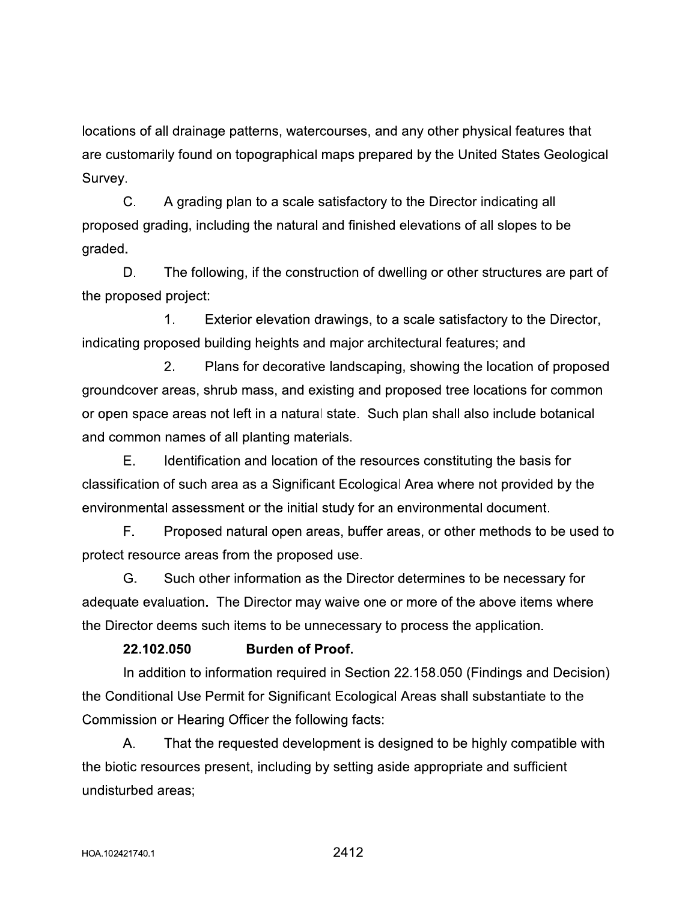locations of all drainage patterns, watercourses, and any other physical features that are customarily found on topographical maps prepared by the United States Geological Survey.

C. A grading plan to a scale satisfactory to the Director indicating all proposed grading, including the natural and finished elevations of all slopes to be graded.

D. The following, if the construction of dwelling or other structures are part of the proposed project:

1. Exterior elevation drawings, to a scale satisfactory to the Director, indicating proposed building heights and major architectural features; and

2. Plans for decorative landscaping, showing the location of proposed groundcover areas, shrub mass, and existing and proposed tree locations for common or open space areas not left in a natural state. Such plan shall also include botanical and common names of all planting materials.

E. Identification and location of the resources constituting the basis for classification of such area as a Significant Ecological Area where not provided by the environmental assessment or the initial study for an environmental document.

F. Proposed natural open areas, buffer areas, or other methods to be used to protect resource areas from the proposed use.

G. Such other information as the Director determines to be necessary for adequate evaluation. The Director may waive one or more of the above items where the Director deems such items to be unnecessary to process the application.

**22.102.050 Burden of Proof.**

In addition to information required in Section 22.158.050 (Findings and Decision) the Conditional Use Permit for Significant Ecological Areas shall substantiate to the Commission or Hearing Officer the following facts:

A. That the requested development is designed to be highly compatible with the biotic resources present, including by setting aside appropriate and sufficient undisturbed areas;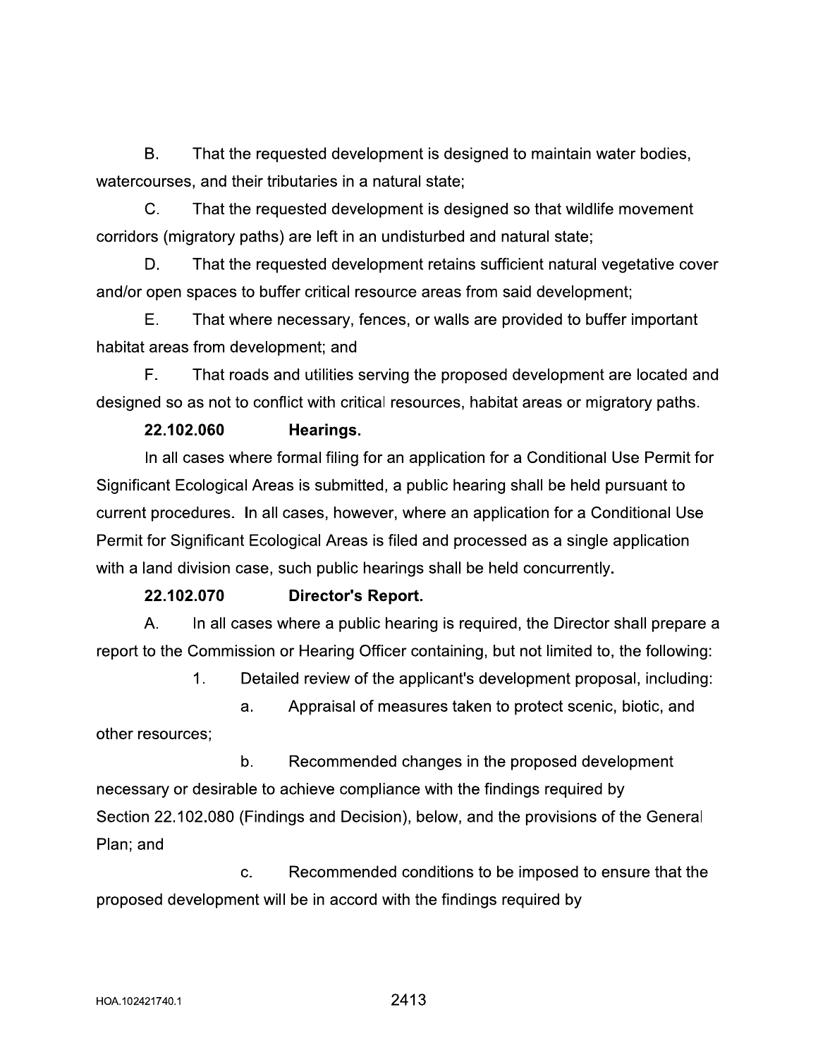B. That the requested development is designed to maintain water bodies, watercourses, and their tributaries in a natural state;

C. That the requested development is designed so that wildlife movement corridors (migratory paths) are left in an undisturbed and natural state;

D. That the requested development retains sufficient natural vegetative cover and/or open spaces to buffer critical resource areas from said development;

E. That where necessary, fences, or walls are provided to buffer important habitat areas from development; and

F. That roads and utilities serving the proposed development are located and designed so as not to conflict with critical resources, habitat areas or migratory paths.

**22.102.060 Hearings.**

In all cases where formal filing for an application for a Conditional Use Permit for Significant Ecological Areas is submitted, a public hearing shall be held pursuant to current procedures. In all cases, however, where an application for a Conditional Use Permit for Significant Ecological Areas is filed and processed as a single application with a land division case, such public hearings shall be held concurrently.

**22.102.070 Director's Report.**

A. In all cases where a public hearing is required, the Director shall prepare a report to the Commission or Hearing Officer containing, but not limited to, the following:

1. Detailed review of the applicant's development proposal, including:

a. Appraisal of measures taken to protect scenic, biotic, and other resources;

b. Recommended changes in the proposed development necessary or desirable to achieve compliance with the findings required by Section 22.102.080 (Findings and Decision), below, and the provisions of the General Plan; and

c. Recommended conditions to be imposed to ensure that the proposed development will be in accord with the findings required by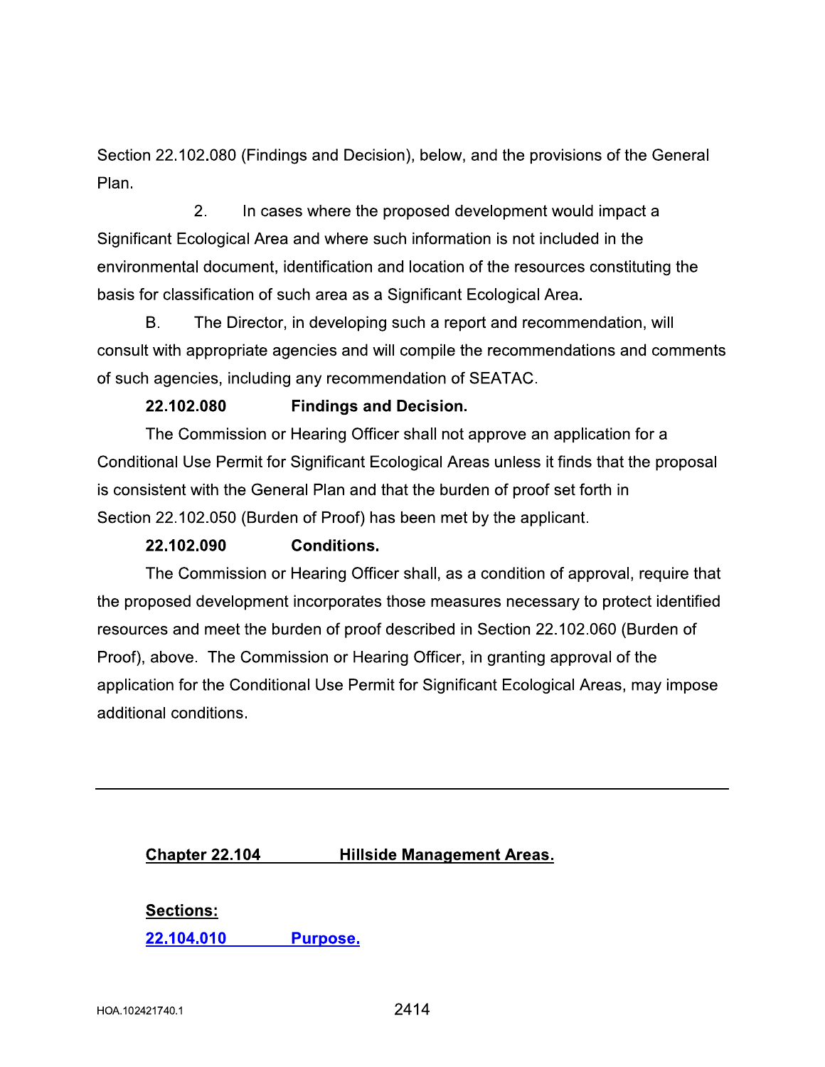Section 22.102.080 (Findings and Decision), below, and the provisions of the General Plan.

2. In cases where the proposed development would impact a Significant Ecological Area and where such information is not included in the environmental document, identification and location of the resources constituting the basis for classification of such area as a Significant Ecological Area.

B. The Director, in developing such a report and recommendation, will consult with appropriate agencies and will compile the recommendations and comments of such agencies, including any recommendation of SEATAC.

**22.102.080 Findings and Decision.**

The Commission or Hearing Officer shall not approve an application for a Conditional Use Permit for Significant Ecological Areas unless it finds that the proposal is consistent with the General Plan and that the burden of proof set forth in Section 22.102.050 (Burden of Proof) has been met by the applicant.

**22.102.090 Conditions.**

The Commission or Hearing Officer shall, as a condition of approval, require that the proposed development incorporates those measures necessary to protect identified resources and meet the burden of proof described in Section 22.102.060 (Burden of Proof), above. The Commission or Hearing Officer, in granting approval of the application for the Conditional Use Permit for Significant Ecological Areas, may impose additional conditions.

---

## Chapter 22.104 Hillside Management Areas.

**Sections:**

22.104.010 Purpose.

HOA.102421740.1